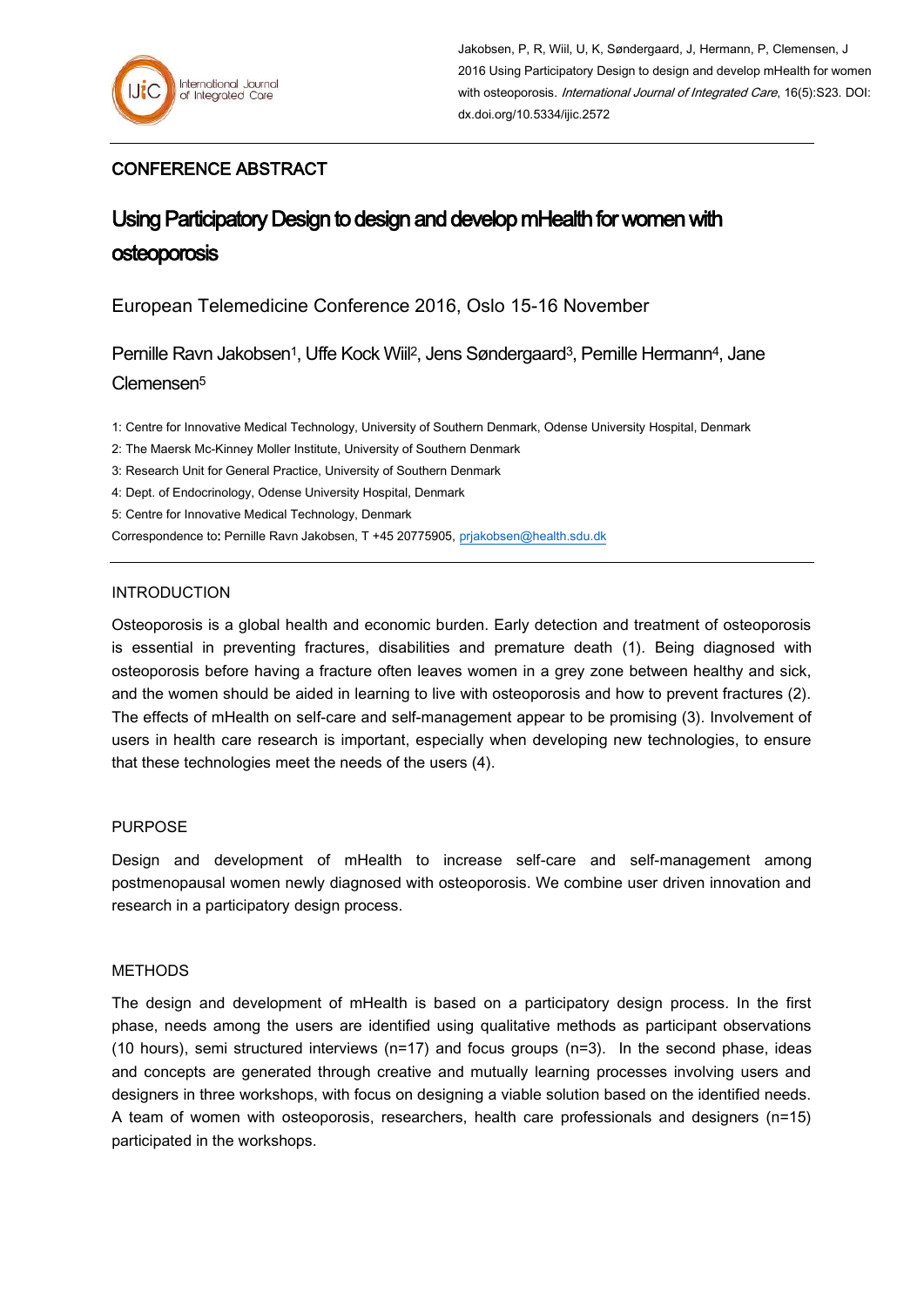Jakobsen, P, R, Wiil, U, K, Søndergaard, J, Hermann, P, Clemensen, J 2016 Using Participatory Design to design and develop mHealth for women with osteoporosis. *International Journal of Integrated Care*, 16(5):S23. DOI: dx.doi.org/10.5334/ijic.2572

## CONFERENCE ABSTRACT

# Using Participatory Design to design and develop mHealth for women with osteoporosis

European Telemedicine Conference 2016, Oslo 15-16 November

Pernille Ravn Jakobsen[1], Uffe Kock Wiil[2], Jens Søndergaard[3], Pernille Hermann[4], Jane Clemensen[5]

1: Centre for Innovative Medical Technology, University of Southern Denmark, Odense University Hospital, Denmark

2: The Maersk Mc-Kinney Moller Institute, University of Southern Denmark

3: Research Unit for General Practice, University of Southern Denmark

4: Dept. of Endocrinology, Odense University Hospital, Denmark

5: Centre for Innovative Medical Technology, Denmark

Correspondence to**:** Pernille Ravn Jakobsen, T +45 20775905, prjakobsen@health.sdu.dk

## INTRODUCTION

Osteoporosis is a global health and economic burden. Early detection and treatment of osteoporosis is essential in preventing fractures, disabilities and premature death (1). Being diagnosed with osteoporosis before having a fracture often leaves women in a grey zone between healthy and sick, and the women should be aided in learning to live with osteoporosis and how to prevent fractures (2). The effects of mHealth on self-care and self-management appear to be promising (3). Involvement of users in health care research is important, especially when developing new technologies, to ensure that these technologies meet the needs of the users (4).

## PURPOSE

Design and development of mHealth to increase self-care and self-management among postmenopausal women newly diagnosed with osteoporosis. We combine user driven innovation and research in a participatory design process.

## METHODS

The design and development of mHealth is based on a participatory design process. In the first phase, needs among the users are identified using qualitative methods as participant observations (10 hours), semi structured interviews (n=17) and focus groups (n=3). In the second phase, ideas and concepts are generated through creative and mutually learning processes involving users and designers in three workshops, with focus on designing a viable solution based on the identified needs. A team of women with osteoporosis, researchers, health care professionals and designers (n=15) participated in the workshops.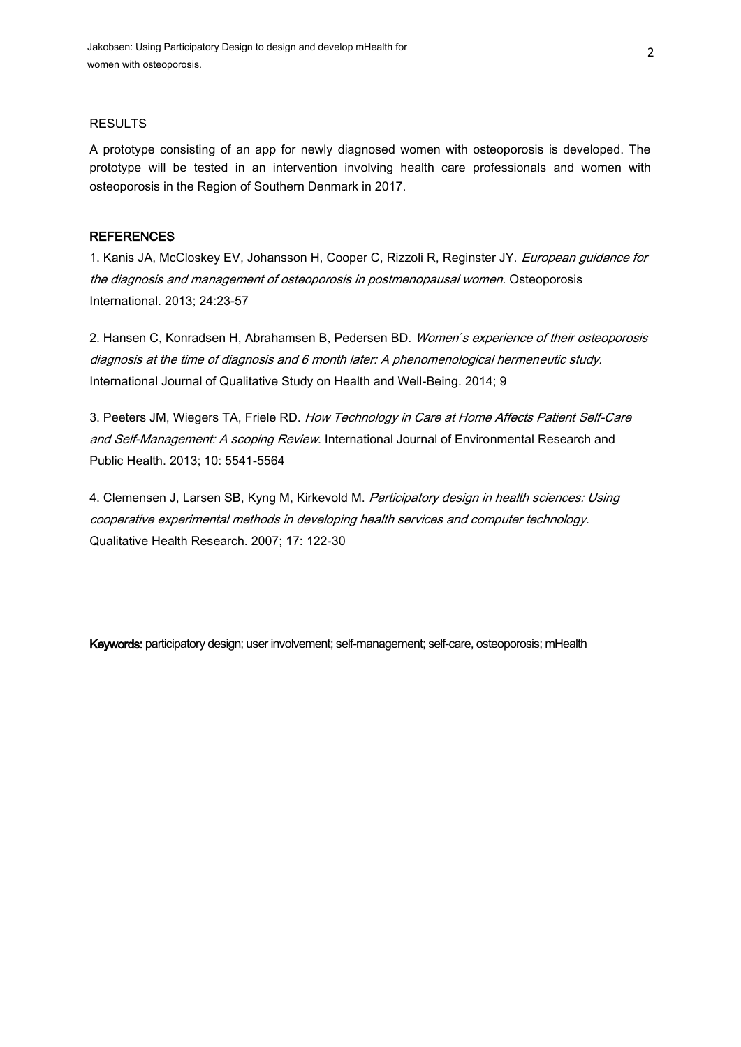## RESULTS

A prototype consisting of an app for newly diagnosed women with osteoporosis is developed. The prototype will be tested in an intervention involving health care professionals and women with osteoporosis in the Region of Southern Denmark in 2017.

## REFERENCES

1. Kanis JA, McCloskey EV, Johansson H, Cooper C, Rizzoli R, Reginster JY. *European guidance for the diagnosis and management of osteoporosis in postmenopausal women*. Osteoporosis International. 2013; 24:23-57

2. Hansen C, Konradsen H, Abrahamsen B, Pedersen BD. *Women´s experience of their osteoporosis diagnosis at the time of diagnosis and 6 month later: A phenomenological hermeneutic study.* International Journal of Qualitative Study on Health and Well-Being. 2014; 9

3. Peeters JM, Wiegers TA, Friele RD. *How Technology in Care at Home Affects Patient Self-Care and Self-Management: A scoping Review*. International Journal of Environmental Research and Public Health. 2013; 10: 5541-5564

4. Clemensen J, Larsen SB, Kyng M, Kirkevold M. *Participatory design in health sciences: Using cooperative experimental methods in developing health services and computer technology.* Qualitative Health Research. 2007; 17: 122-30

---

**Keywords:** participatory design; user involvement; self-management; self-care, osteoporosis; mHealth

---